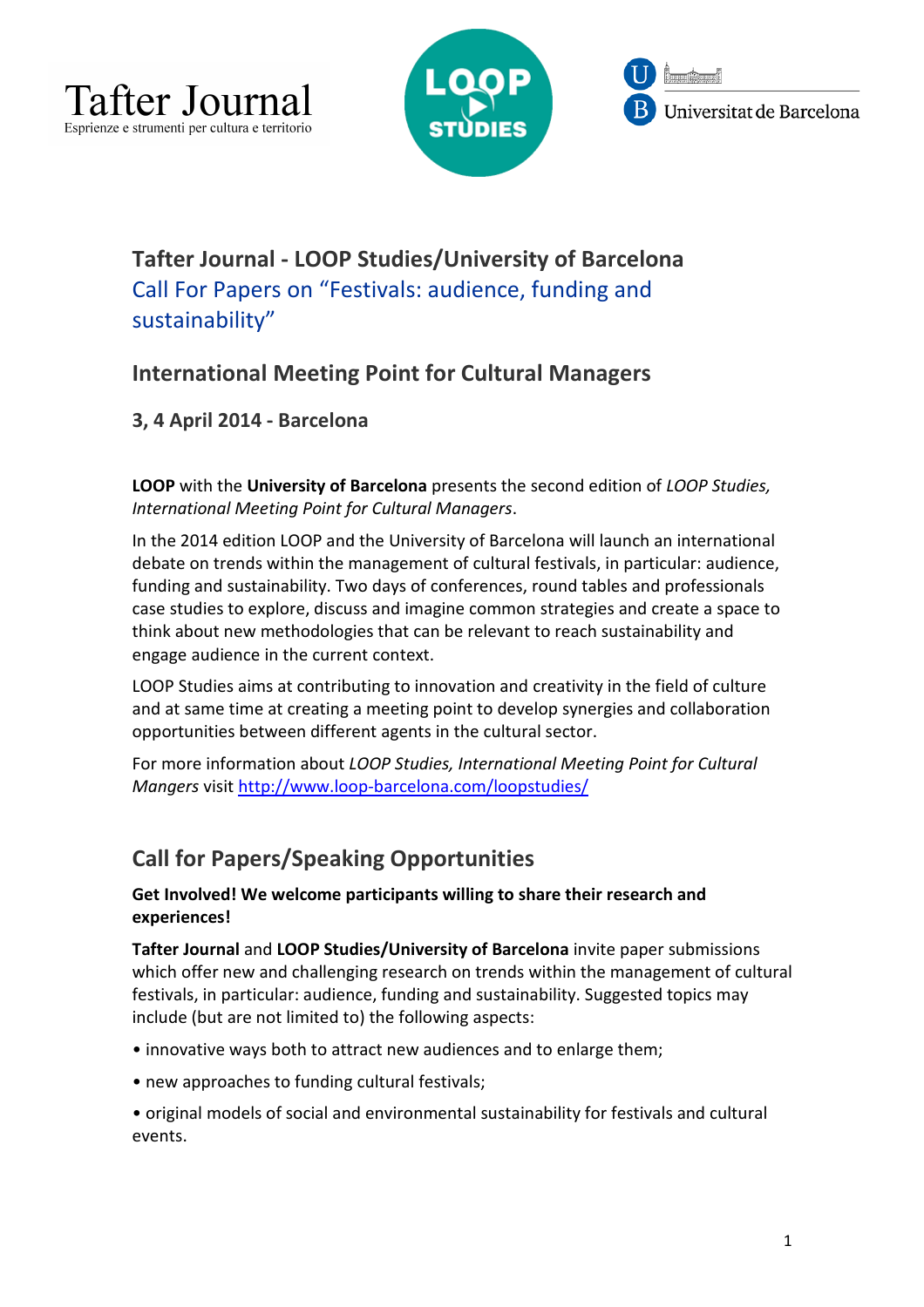Tafter Journal
Esprienze e strumenti per cultura e territorio

# Tafter Journal - LOOP Studies/University of Barcelona

## Call For Papers on "Festivals: audience, funding and sustainability"

## International Meeting Point for Cultural Managers

### 3, 4 April 2014 - Barcelona

**LOOP** with the **University of Barcelona** presents the second edition of *LOOP Studies, International Meeting Point for Cultural Managers*.

In the 2014 edition LOOP and the University of Barcelona will launch an international debate on trends within the management of cultural festivals, in particular: audience, funding and sustainability. Two days of conferences, round tables and professionals case studies to explore, discuss and imagine common strategies and create a space to think about new methodologies that can be relevant to reach sustainability and engage audience in the current context.

LOOP Studies aims at contributing to innovation and creativity in the field of culture and at same time at creating a meeting point to develop synergies and collaboration opportunities between different agents in the cultural sector.

For more information about *LOOP Studies, International Meeting Point for Cultural Mangers* visit http://www.loop-barcelona.com/loopstudies/

## Call for Papers/Speaking Opportunities

**Get Involved! We welcome participants willing to share their research and experiences!**

**Tafter Journal** and **LOOP Studies/University of Barcelona** invite paper submissions which offer new and challenging research on trends within the management of cultural festivals, in particular: audience, funding and sustainability. Suggested topics may include (but are not limited to) the following aspects:

- innovative ways both to attract new audiences and to enlarge them;
- new approaches to funding cultural festivals;
- original models of social and environmental sustainability for festivals and cultural events.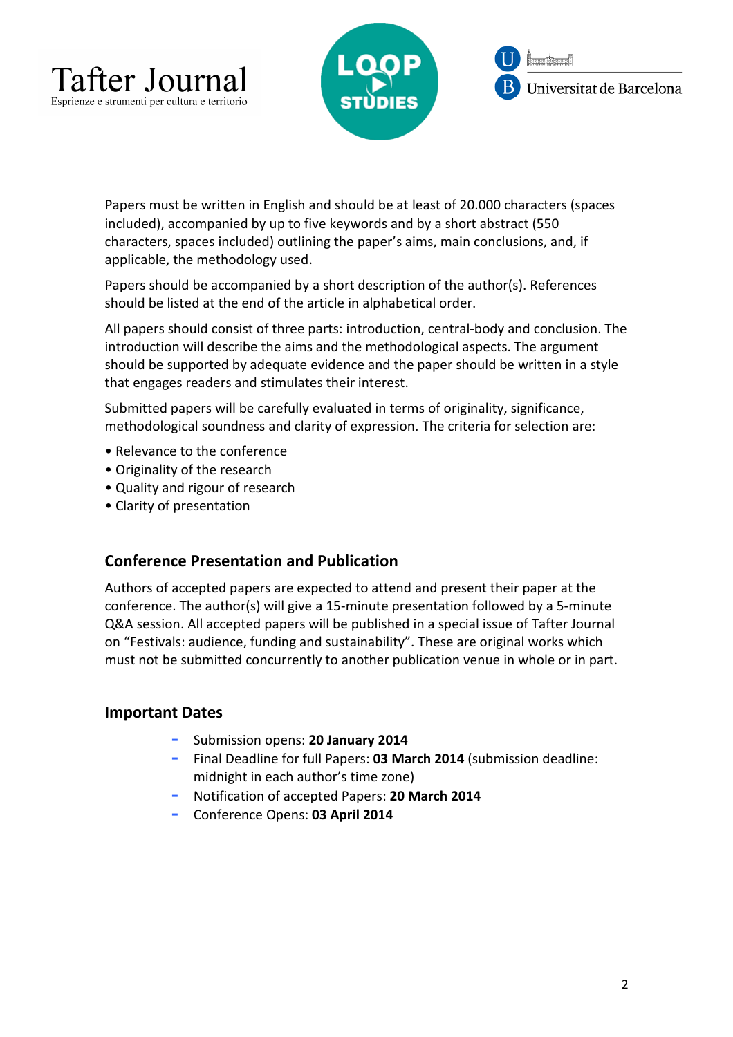Papers must be written in English and should be at least of 20.000 characters (spaces included), accompanied by up to five keywords and by a short abstract (550 characters, spaces included) outlining the paper's aims, main conclusions, and, if applicable, the methodology used.

Papers should be accompanied by a short description of the author(s). References should be listed at the end of the article in alphabetical order.

All papers should consist of three parts: introduction, central-body and conclusion. The introduction will describe the aims and the methodological aspects. The argument should be supported by adequate evidence and the paper should be written in a style that engages readers and stimulates their interest.

Submitted papers will be carefully evaluated in terms of originality, significance, methodological soundness and clarity of expression. The criteria for selection are:

- Relevance to the conference
- Originality of the research
- Quality and rigour of research
- Clarity of presentation

## Conference Presentation and Publication

Authors of accepted papers are expected to attend and present their paper at the conference. The author(s) will give a 15-minute presentation followed by a 5-minute Q&A session. All accepted papers will be published in a special issue of Tafter Journal on "Festivals: audience, funding and sustainability". These are original works which must not be submitted concurrently to another publication venue in whole or in part.

## Important Dates

- Submission opens: **20 January 2014**
- Final Deadline for full Papers: **03 March 2014** (submission deadline: midnight in each author's time zone)
- Notification of accepted Papers: **20 March 2014**
- Conference Opens: **03 April 2014**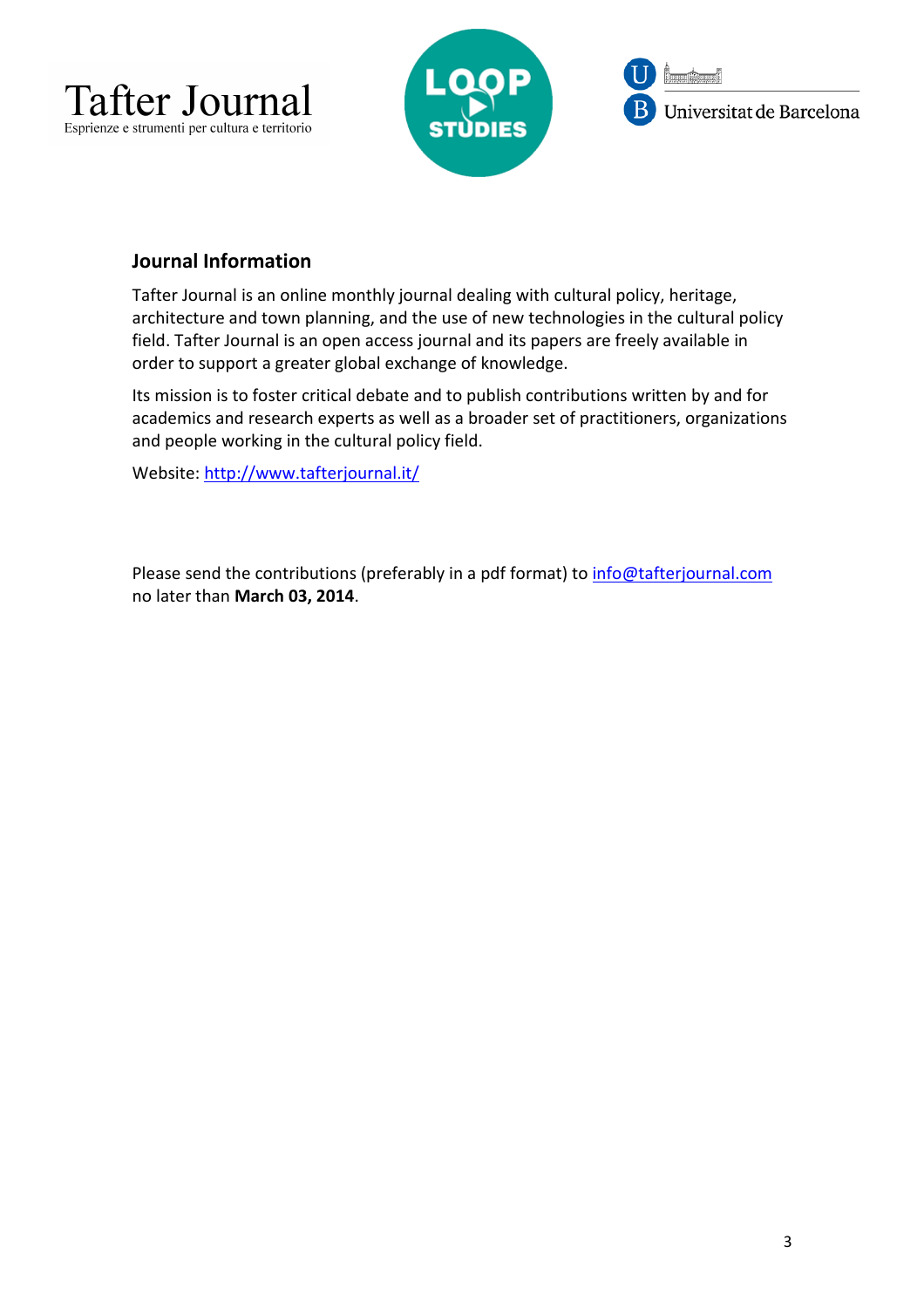Tafter Journal
Esprienze e strumenti per cultura e territorio

LOOP STUDIES

Universitat de Barcelona

## Journal Information

Tafter Journal is an online monthly journal dealing with cultural policy, heritage, architecture and town planning, and the use of new technologies in the cultural policy field. Tafter Journal is an open access journal and its papers are freely available in order to support a greater global exchange of knowledge.

Its mission is to foster critical debate and to publish contributions written by and for academics and research experts as well as a broader set of practitioners, organizations and people working in the cultural policy field.

Website: http://www.tafterjournal.it/

Please send the contributions (preferably in a pdf format) to info@tafterjournal.com no later than **March 03, 2014**.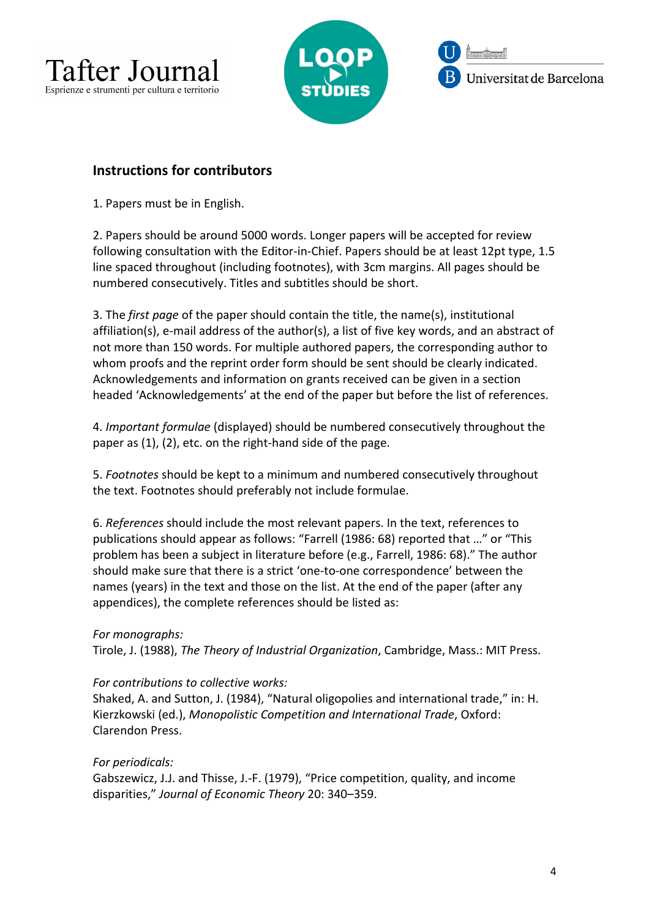## Instructions for contributors

1. Papers must be in English.

2. Papers should be around 5000 words. Longer papers will be accepted for review following consultation with the Editor-in-Chief. Papers should be at least 12pt type, 1.5 line spaced throughout (including footnotes), with 3cm margins. All pages should be numbered consecutively. Titles and subtitles should be short.

3. The *first page* of the paper should contain the title, the name(s), institutional affiliation(s), e-mail address of the author(s), a list of five key words, and an abstract of not more than 150 words. For multiple authored papers, the corresponding author to whom proofs and the reprint order form should be sent should be clearly indicated. Acknowledgements and information on grants received can be given in a section headed 'Acknowledgements' at the end of the paper but before the list of references.

4. *Important formulae* (displayed) should be numbered consecutively throughout the paper as (1), (2), etc. on the right-hand side of the page.

5. *Footnotes* should be kept to a minimum and numbered consecutively throughout the text. Footnotes should preferably not include formulae.

6. *References* should include the most relevant papers. In the text, references to publications should appear as follows: "Farrell (1986: 68) reported that …" or "This problem has been a subject in literature before (e.g., Farrell, 1986: 68)." The author should make sure that there is a strict 'one-to-one correspondence' between the names (years) in the text and those on the list. At the end of the paper (after any appendices), the complete references should be listed as:

*For monographs:*
Tirole, J. (1988), *The Theory of Industrial Organization*, Cambridge, Mass.: MIT Press.

*For contributions to collective works:*
Shaked, A. and Sutton, J. (1984), "Natural oligopolies and international trade," in: H. Kierzkowski (ed.), *Monopolistic Competition and International Trade*, Oxford: Clarendon Press.

*For periodicals:*
Gabszewicz, J.J. and Thisse, J.-F. (1979), "Price competition, quality, and income disparities," *Journal of Economic Theory* 20: 340–359.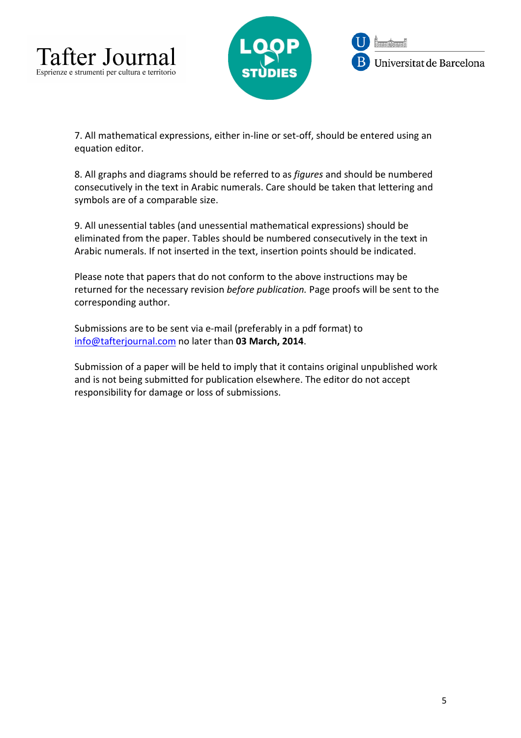7. All mathematical expressions, either in-line or set-off, should be entered using an equation editor.

8. All graphs and diagrams should be referred to as *figures* and should be numbered consecutively in the text in Arabic numerals. Care should be taken that lettering and symbols are of a comparable size.

9. All unessential tables (and unessential mathematical expressions) should be eliminated from the paper. Tables should be numbered consecutively in the text in Arabic numerals. If not inserted in the text, insertion points should be indicated.

Please note that papers that do not conform to the above instructions may be returned for the necessary revision *before publication.* Page proofs will be sent to the corresponding author.

Submissions are to be sent via e-mail (preferably in a pdf format) to info@tafterjournal.com no later than **03 March, 2014**.

Submission of a paper will be held to imply that it contains original unpublished work and is not being submitted for publication elsewhere. The editor do not accept responsibility for damage or loss of submissions.